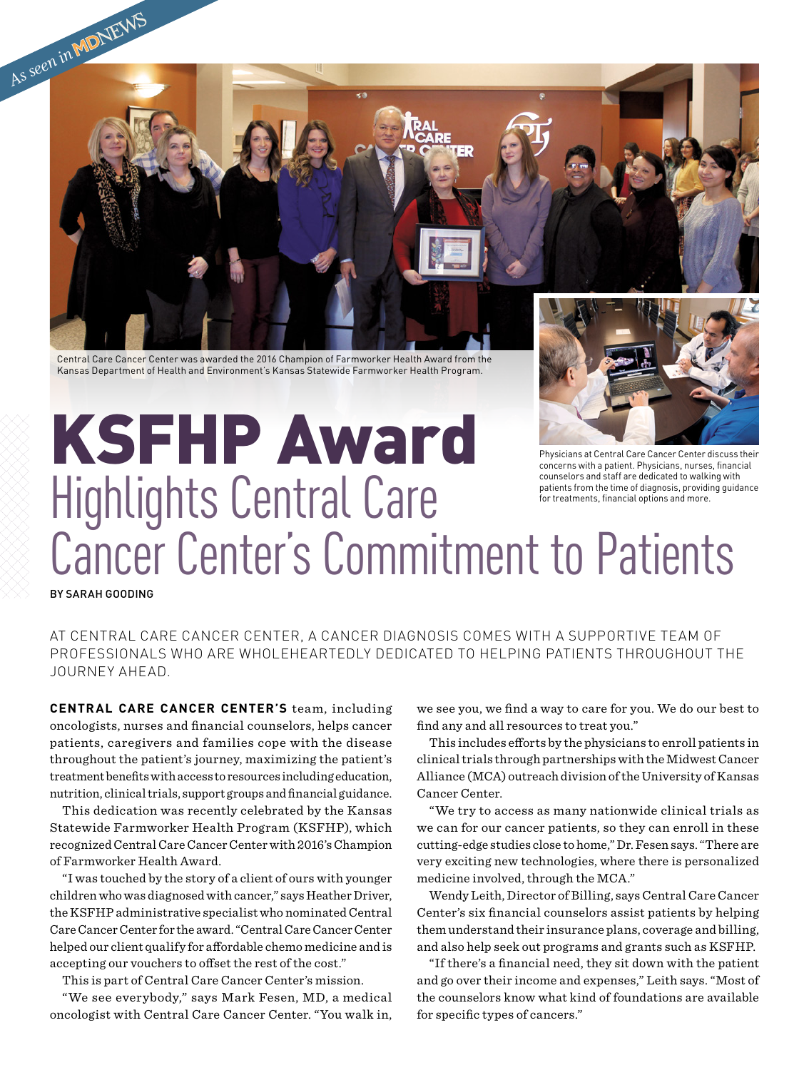As seen in MDNEWS

Central Care Cancer Center was awarded the 2016 Champion of Farmworker Health Award from the Kansas Department of Health and Environment's Kansas Statewide Farmworker Health Program.

Physicians at Central Care Cancer Center discuss their concerns with a patient. Physicians, nurses, financial counselors and staff are dedicated to walking with patients from the time of diagnosis, providing guidance for treatments, financial options and more.

# KSFHP Award Highlights Central Care Cancer Center's Commitment to Patients

BY SARAH GOODING

AT CENTRAL CARE CANCER CENTER, A CANCER DIAGNOSIS COMES WITH A SUPPORTIVE TEAM OF PROFESSIONALS WHO ARE WHOLEHEARTEDLY DEDICATED TO HELPING PATIENTS THROUGHOUT THE JOURNEY AHEAD.

**CENTRAL CARE CANCER CENTER'S** team, including oncologists, nurses and financial counselors, helps cancer patients, caregivers and families cope with the disease throughout the patient's journey, maximizing the patient's treatment benefits with access to resources including education, nutrition, clinical trials, support groups and financial guidance.

This dedication was recently celebrated by the Kansas Statewide Farmworker Health Program (KSFHP), which recognized Central Care Cancer Center with 2016's Champion of Farmworker Health Award.

"I was touched by the story of a client of ours with younger children who was diagnosed with cancer," says Heather Driver, the KSFHP administrative specialist who nominated Central Care Cancer Center for the award. "Central Care Cancer Center helped our client qualify for affordable chemo medicine and is accepting our vouchers to offset the rest of the cost."

This is part of Central Care Cancer Center's mission.

"We see everybody," says Mark Fesen, MD, a medical oncologist with Central Care Cancer Center. "You walk in, we see you, we find a way to care for you. We do our best to find any and all resources to treat you."

This includes efforts by the physicians to enroll patients in clinical trials through partnerships with the Midwest Cancer Alliance (MCA) outreach division of the University of Kansas Cancer Center.

"We try to access as many nationwide clinical trials as we can for our cancer patients, so they can enroll in these cutting-edge studies close to home," Dr. Fesen says. "There are very exciting new technologies, where there is personalized medicine involved, through the MCA."

Wendy Leith, Director of Billing, says Central Care Cancer Center's six financial counselors assist patients by helping them understand their insurance plans, coverage and billing, and also help seek out programs and grants such as KSFHP.

"If there's a financial need, they sit down with the patient and go over their income and expenses," Leith says. "Most of the counselors know what kind of foundations are available for specific types of cancers."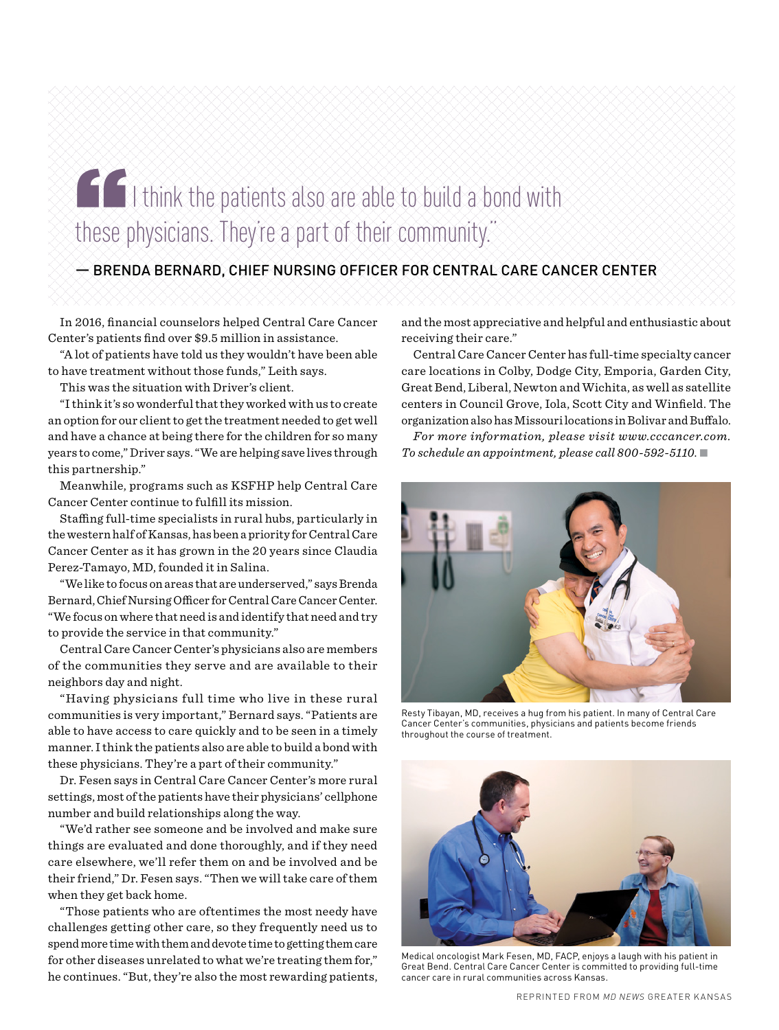> I think the patients also are able to build a bond with these physicians. They're a part of their community."
>
> — BRENDA BERNARD, CHIEF NURSING OFFICER FOR CENTRAL CARE CANCER CENTER

In 2016, financial counselors helped Central Care Cancer Center's patients find over $9.5 million in assistance.

"A lot of patients have told us they wouldn't have been able to have treatment without those funds," Leith says.

This was the situation with Driver's client.

"I think it's so wonderful that they worked with us to create an option for our client to get the treatment needed to get well and have a chance at being there for the children for so many years to come," Driver says. "We are helping save lives through this partnership."

Meanwhile, programs such as KSFHP help Central Care Cancer Center continue to fulfill its mission.

Staffing full-time specialists in rural hubs, particularly in the western half of Kansas, has been a priority for Central Care Cancer Center as it has grown in the 20 years since Claudia Perez-Tamayo, MD, founded it in Salina.

"We like to focus on areas that are underserved," says Brenda Bernard, Chief Nursing Officer for Central Care Cancer Center. "We focus on where that need is and identify that need and try to provide the service in that community."

Central Care Cancer Center's physicians also are members of the communities they serve and are available to their neighbors day and night.

"Having physicians full time who live in these rural communities is very important," Bernard says. "Patients are able to have access to care quickly and to be seen in a timely manner. I think the patients also are able to build a bond with these physicians. They're a part of their community."

Dr. Fesen says in Central Care Cancer Center's more rural settings, most of the patients have their physicians' cellphone number and build relationships along the way.

"We'd rather see someone and be involved and make sure things are evaluated and done thoroughly, and if they need care elsewhere, we'll refer them on and be involved and be their friend," Dr. Fesen says. "Then we will take care of them when they get back home.

"Those patients who are oftentimes the most needy have challenges getting other care, so they frequently need us to spend more time with them and devote time to getting them care for other diseases unrelated to what we're treating them for," he continues. "But, they're also the most rewarding patients, and the most appreciative and helpful and enthusiastic about receiving their care."

Central Care Cancer Center has full-time specialty cancer care locations in Colby, Dodge City, Emporia, Garden City, Great Bend, Liberal, Newton and Wichita, as well as satellite centers in Council Grove, Iola, Scott City and Winfield. The organization also has Missouri locations in Bolivar and Buffalo.

*For more information, please visit www.cccancer.com. To schedule an appointment, please call 800-592-5110.* ■

Resty Tibayan, MD, receives a hug from his patient. In many of Central Care Cancer Center's communities, physicians and patients become friends throughout the course of treatment.

Medical oncologist Mark Fesen, MD, FACP, enjoys a laugh with his patient in Great Bend. Central Care Cancer Center is committed to providing full-time cancer care in rural communities across Kansas.

REPRINTED FROM *MD NEWS* GREATER KANSAS